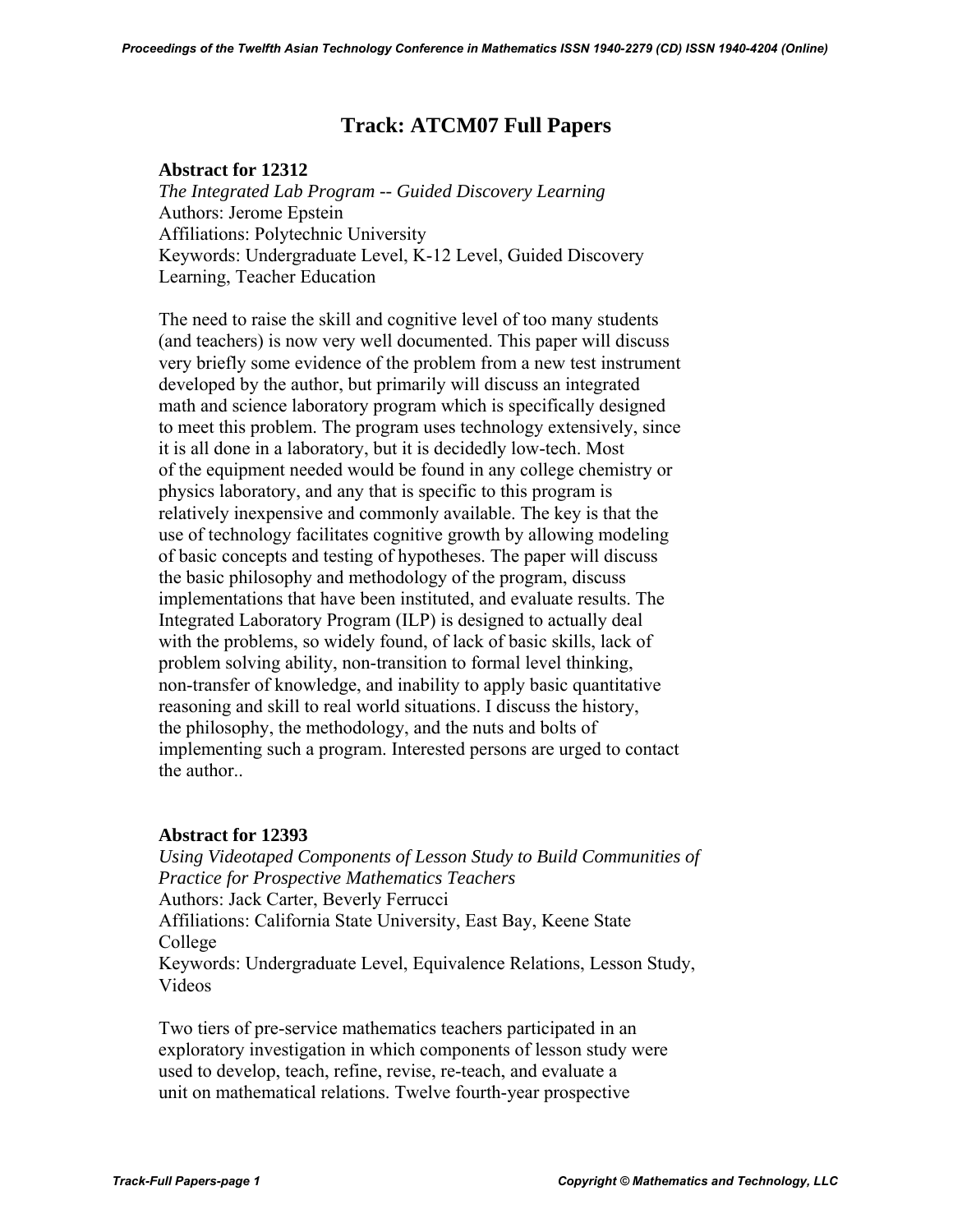# Track: ATCM07 Full Papers

**Abstract for 12312**
*The Integrated Lab Program -- Guided Discovery Learning*
Authors: Jerome Epstein
Affiliations: Polytechnic University
Keywords: Undergraduate Level, K-12 Level, Guided Discovery Learning, Teacher Education

The need to raise the skill and cognitive level of too many students (and teachers) is now very well documented. This paper will discuss very briefly some evidence of the problem from a new test instrument developed by the author, but primarily will discuss an integrated math and science laboratory program which is specifically designed to meet this problem. The program uses technology extensively, since it is all done in a laboratory, but it is decidedly low-tech. Most of the equipment needed would be found in any college chemistry or physics laboratory, and any that is specific to this program is relatively inexpensive and commonly available. The key is that the use of technology facilitates cognitive growth by allowing modeling of basic concepts and testing of hypotheses. The paper will discuss the basic philosophy and methodology of the program, discuss implementations that have been instituted, and evaluate results. The Integrated Laboratory Program (ILP) is designed to actually deal with the problems, so widely found, of lack of basic skills, lack of problem solving ability, non-transition to formal level thinking, non-transfer of knowledge, and inability to apply basic quantitative reasoning and skill to real world situations. I discuss the history, the philosophy, the methodology, and the nuts and bolts of implementing such a program. Interested persons are urged to contact the author..

**Abstract for 12393**
*Using Videotaped Components of Lesson Study to Build Communities of Practice for Prospective Mathematics Teachers*
Authors: Jack Carter, Beverly Ferrucci
Affiliations: California State University, East Bay, Keene State College
Keywords: Undergraduate Level, Equivalence Relations, Lesson Study, Videos

Two tiers of pre-service mathematics teachers participated in an exploratory investigation in which components of lesson study were used to develop, teach, refine, revise, re-teach, and evaluate a unit on mathematical relations. Twelve fourth-year prospective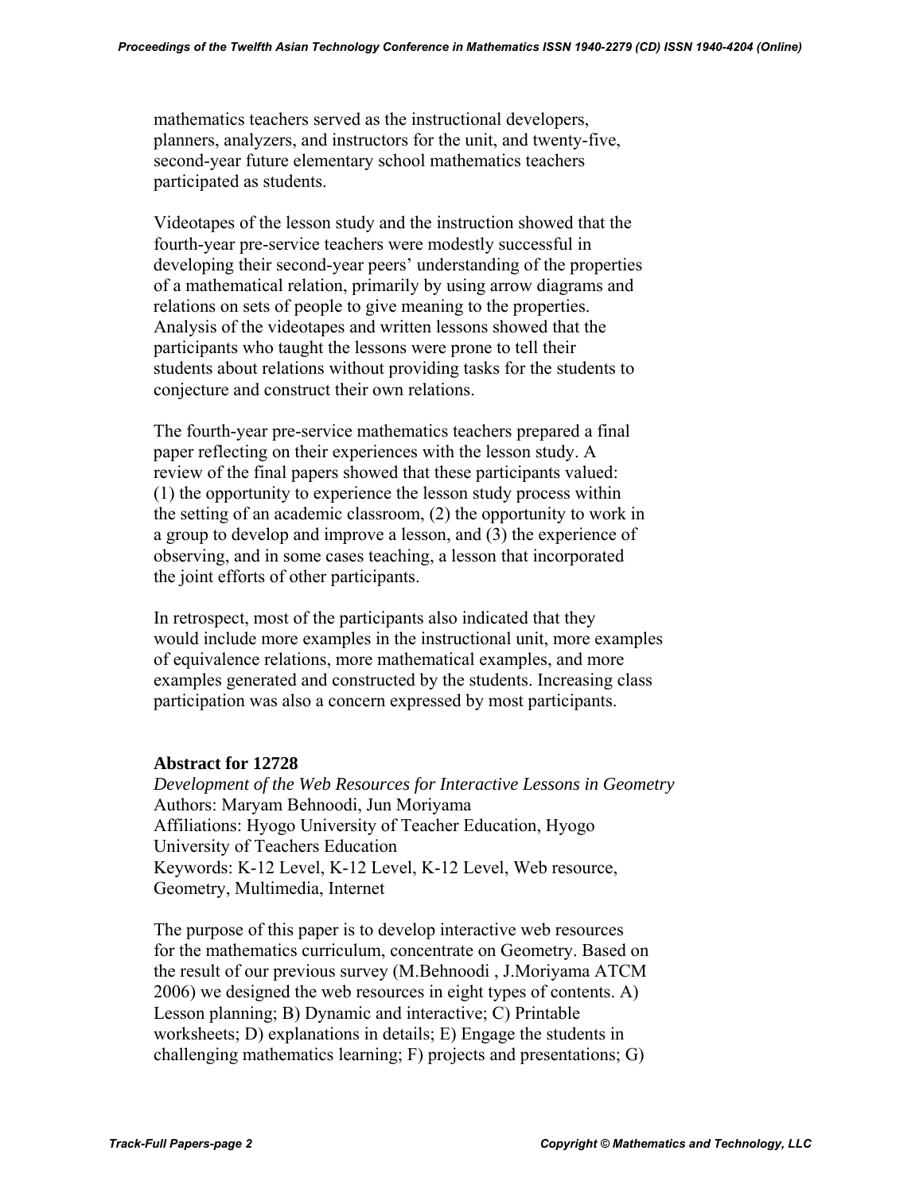mathematics teachers served as the instructional developers, planners, analyzers, and instructors for the unit, and twenty-five, second-year future elementary school mathematics teachers participated as students.

Videotapes of the lesson study and the instruction showed that the fourth-year pre-service teachers were modestly successful in developing their second-year peers' understanding of the properties of a mathematical relation, primarily by using arrow diagrams and relations on sets of people to give meaning to the properties. Analysis of the videotapes and written lessons showed that the participants who taught the lessons were prone to tell their students about relations without providing tasks for the students to conjecture and construct their own relations.

The fourth-year pre-service mathematics teachers prepared a final paper reflecting on their experiences with the lesson study. A review of the final papers showed that these participants valued: (1) the opportunity to experience the lesson study process within the setting of an academic classroom, (2) the opportunity to work in a group to develop and improve a lesson, and (3) the experience of observing, and in some cases teaching, a lesson that incorporated the joint efforts of other participants.

In retrospect, most of the participants also indicated that they would include more examples in the instructional unit, more examples of equivalence relations, more mathematical examples, and more examples generated and constructed by the students. Increasing class participation was also a concern expressed by most participants.

**Abstract for 12728**

*Development of the Web Resources for Interactive Lessons in Geometry*
Authors: Maryam Behnoodi, Jun Moriyama
Affiliations: Hyogo University of Teacher Education, Hyogo University of Teachers Education
Keywords: K-12 Level, K-12 Level, K-12 Level, Web resource, Geometry, Multimedia, Internet

The purpose of this paper is to develop interactive web resources for the mathematics curriculum, concentrate on Geometry. Based on the result of our previous survey (M.Behnoodi , J.Moriyama ATCM 2006) we designed the web resources in eight types of contents. A) Lesson planning; B) Dynamic and interactive; C) Printable worksheets; D) explanations in details; E) Engage the students in challenging mathematics learning; F) projects and presentations; G)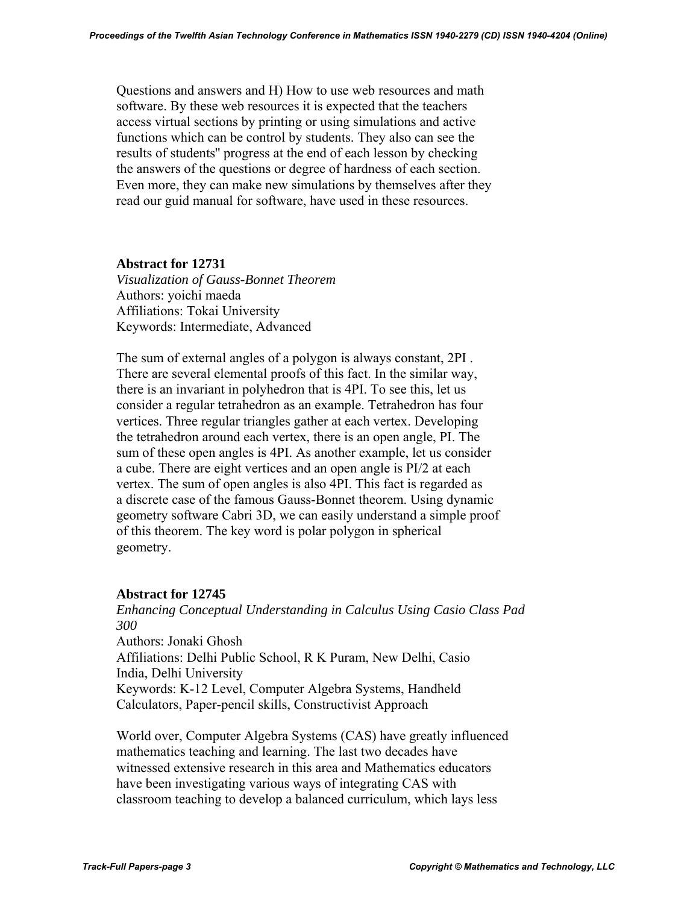Questions and answers and H) How to use web resources and math software. By these web resources it is expected that the teachers access virtual sections by printing or using simulations and active functions which can be control by students. They also can see the results of students'' progress at the end of each lesson by checking the answers of the questions or degree of hardness of each section. Even more, they can make new simulations by themselves after they read our guid manual for software, have used in these resources.

**Abstract for 12731**

*Visualization of Gauss-Bonnet Theorem*

Authors: yoichi maeda

Affiliations: Tokai University

Keywords: Intermediate, Advanced

The sum of external angles of a polygon is always constant, 2PI . There are several elemental proofs of this fact. In the similar way, there is an invariant in polyhedron that is 4PI. To see this, let us consider a regular tetrahedron as an example. Tetrahedron has four vertices. Three regular triangles gather at each vertex. Developing the tetrahedron around each vertex, there is an open angle, PI. The sum of these open angles is 4PI. As another example, let us consider a cube. There are eight vertices and an open angle is PI/2 at each vertex. The sum of open angles is also 4PI. This fact is regarded as a discrete case of the famous Gauss-Bonnet theorem. Using dynamic geometry software Cabri 3D, we can easily understand a simple proof of this theorem. The key word is polar polygon in spherical geometry.

**Abstract for 12745**

*Enhancing Conceptual Understanding in Calculus Using Casio Class Pad 300*

Authors: Jonaki Ghosh

Affiliations: Delhi Public School, R K Puram, New Delhi, Casio India, Delhi University

Keywords: K-12 Level, Computer Algebra Systems, Handheld Calculators, Paper-pencil skills, Constructivist Approach

World over, Computer Algebra Systems (CAS) have greatly influenced mathematics teaching and learning. The last two decades have witnessed extensive research in this area and Mathematics educators have been investigating various ways of integrating CAS with classroom teaching to develop a balanced curriculum, which lays less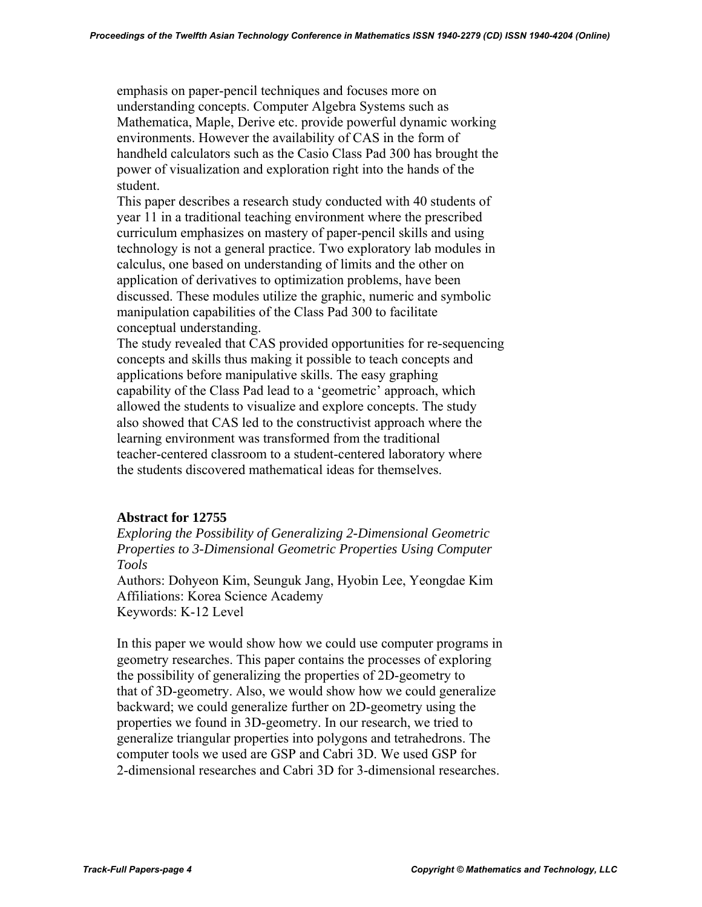emphasis on paper-pencil techniques and focuses more on understanding concepts. Computer Algebra Systems such as Mathematica, Maple, Derive etc. provide powerful dynamic working environments. However the availability of CAS in the form of handheld calculators such as the Casio Class Pad 300 has brought the power of visualization and exploration right into the hands of the student.

This paper describes a research study conducted with 40 students of year 11 in a traditional teaching environment where the prescribed curriculum emphasizes on mastery of paper-pencil skills and using technology is not a general practice. Two exploratory lab modules in calculus, one based on understanding of limits and the other on application of derivatives to optimization problems, have been discussed. These modules utilize the graphic, numeric and symbolic manipulation capabilities of the Class Pad 300 to facilitate conceptual understanding.

The study revealed that CAS provided opportunities for re-sequencing concepts and skills thus making it possible to teach concepts and applications before manipulative skills. The easy graphing capability of the Class Pad lead to a 'geometric' approach, which allowed the students to visualize and explore concepts. The study also showed that CAS led to the constructivist approach where the learning environment was transformed from the traditional teacher-centered classroom to a student-centered laboratory where the students discovered mathematical ideas for themselves.

**Abstract for 12755**

*Exploring the Possibility of Generalizing 2-Dimensional Geometric Properties to 3-Dimensional Geometric Properties Using Computer Tools*

Authors: Dohyeon Kim, Seunguk Jang, Hyobin Lee, Yeongdae Kim
Affiliations: Korea Science Academy
Keywords: K-12 Level

In this paper we would show how we could use computer programs in geometry researches. This paper contains the processes of exploring the possibility of generalizing the properties of 2D-geometry to that of 3D-geometry. Also, we would show how we could generalize backward; we could generalize further on 2D-geometry using the properties we found in 3D-geometry. In our research, we tried to generalize triangular properties into polygons and tetrahedrons. The computer tools we used are GSP and Cabri 3D. We used GSP for 2-dimensional researches and Cabri 3D for 3-dimensional researches.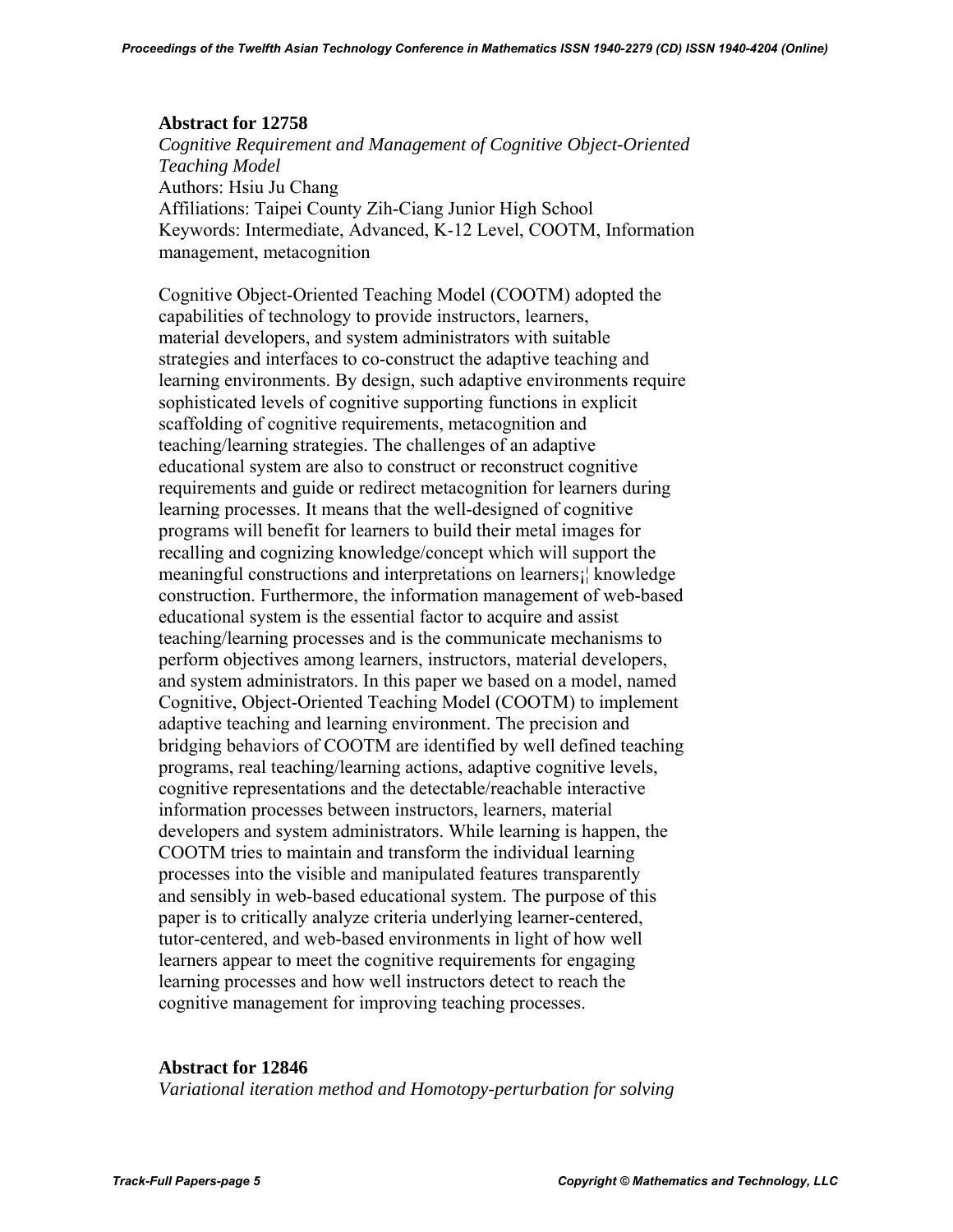### Abstract for 12758

*Cognitive Requirement and Management of Cognitive Object-Oriented Teaching Model*
Authors: Hsiu Ju Chang
Affiliations: Taipei County Zih-Ciang Junior High School
Keywords: Intermediate, Advanced, K-12 Level, COOTM, Information management, metacognition

Cognitive Object-Oriented Teaching Model (COOTM) adopted the capabilities of technology to provide instructors, learners, material developers, and system administrators with suitable strategies and interfaces to co-construct the adaptive teaching and learning environments. By design, such adaptive environments require sophisticated levels of cognitive supporting functions in explicit scaffolding of cognitive requirements, metacognition and teaching/learning strategies. The challenges of an adaptive educational system are also to construct or reconstruct cognitive requirements and guide or redirect metacognition for learners during learning processes. It means that the well-designed of cognitive programs will benefit for learners to build their metal images for recalling and cognizing knowledge/concept which will support the meaningful constructions and interpretations on learners¡¦ knowledge construction. Furthermore, the information management of web-based educational system is the essential factor to acquire and assist teaching/learning processes and is the communicate mechanisms to perform objectives among learners, instructors, material developers, and system administrators. In this paper we based on a model, named Cognitive, Object-Oriented Teaching Model (COOTM) to implement adaptive teaching and learning environment. The precision and bridging behaviors of COOTM are identified by well defined teaching programs, real teaching/learning actions, adaptive cognitive levels, cognitive representations and the detectable/reachable interactive information processes between instructors, learners, material developers and system administrators. While learning is happen, the COOTM tries to maintain and transform the individual learning processes into the visible and manipulated features transparently and sensibly in web-based educational system. The purpose of this paper is to critically analyze criteria underlying learner-centered, tutor-centered, and web-based environments in light of how well learners appear to meet the cognitive requirements for engaging learning processes and how well instructors detect to reach the cognitive management for improving teaching processes.

### Abstract for 12846

*Variational iteration method and Homotopy-perturbation for solving*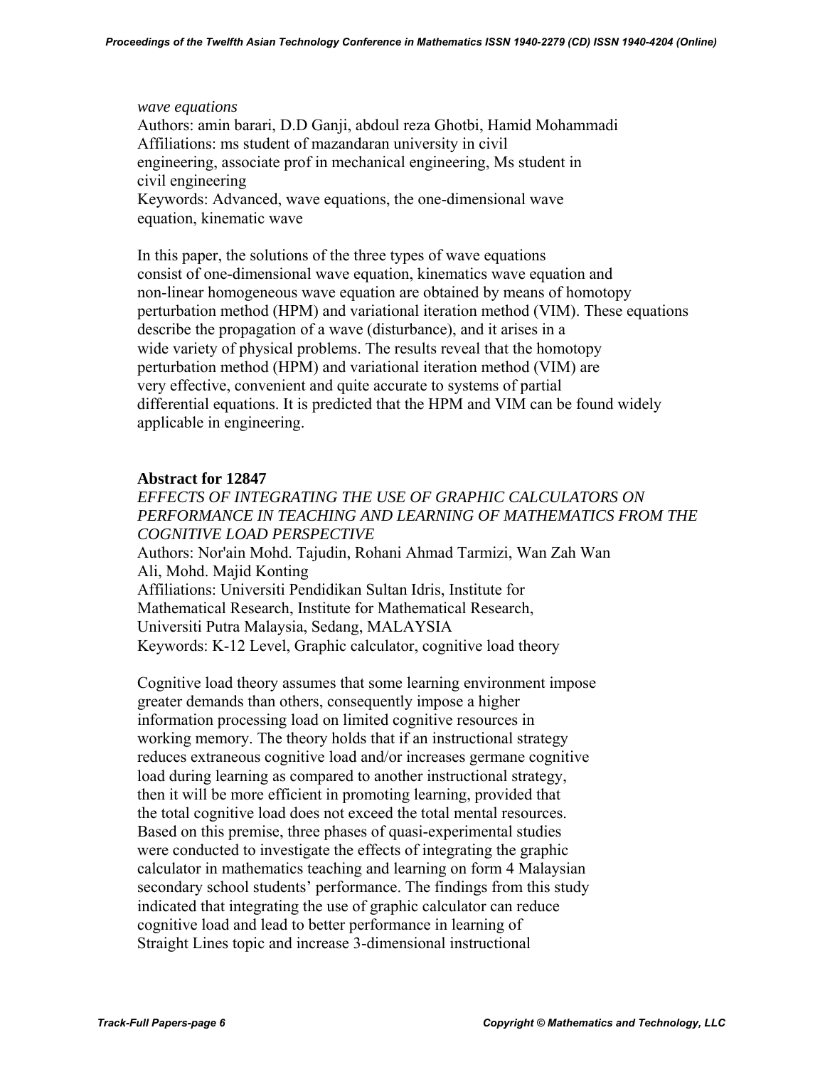*wave equations*
Authors: amin barari, D.D Ganji, abdoul reza Ghotbi, Hamid Mohammadi
Affiliations: ms student of mazandaran university in civil engineering, associate prof in mechanical engineering, Ms student in civil engineering
Keywords: Advanced, wave equations, the one-dimensional wave equation, kinematic wave

In this paper, the solutions of the three types of wave equations consist of one-dimensional wave equation, kinematics wave equation and non-linear homogeneous wave equation are obtained by means of homotopy perturbation method (HPM) and variational iteration method (VIM). These equations describe the propagation of a wave (disturbance), and it arises in a wide variety of physical problems. The results reveal that the homotopy perturbation method (HPM) and variational iteration method (VIM) are very effective, convenient and quite accurate to systems of partial differential equations. It is predicted that the HPM and VIM can be found widely applicable in engineering.

**Abstract for 12847**

*EFFECTS OF INTEGRATING THE USE OF GRAPHIC CALCULATORS ON PERFORMANCE IN TEACHING AND LEARNING OF MATHEMATICS FROM THE COGNITIVE LOAD PERSPECTIVE*
Authors: Nor'ain Mohd. Tajudin, Rohani Ahmad Tarmizi, Wan Zah Wan Ali, Mohd. Majid Konting
Affiliations: Universiti Pendidikan Sultan Idris, Institute for Mathematical Research, Institute for Mathematical Research, Universiti Putra Malaysia, Sedang, MALAYSIA
Keywords: K-12 Level, Graphic calculator, cognitive load theory

Cognitive load theory assumes that some learning environment impose greater demands than others, consequently impose a higher information processing load on limited cognitive resources in working memory. The theory holds that if an instructional strategy reduces extraneous cognitive load and/or increases germane cognitive load during learning as compared to another instructional strategy, then it will be more efficient in promoting learning, provided that the total cognitive load does not exceed the total mental resources. Based on this premise, three phases of quasi-experimental studies were conducted to investigate the effects of integrating the graphic calculator in mathematics teaching and learning on form 4 Malaysian secondary school students' performance. The findings from this study indicated that integrating the use of graphic calculator can reduce cognitive load and lead to better performance in learning of Straight Lines topic and increase 3-dimensional instructional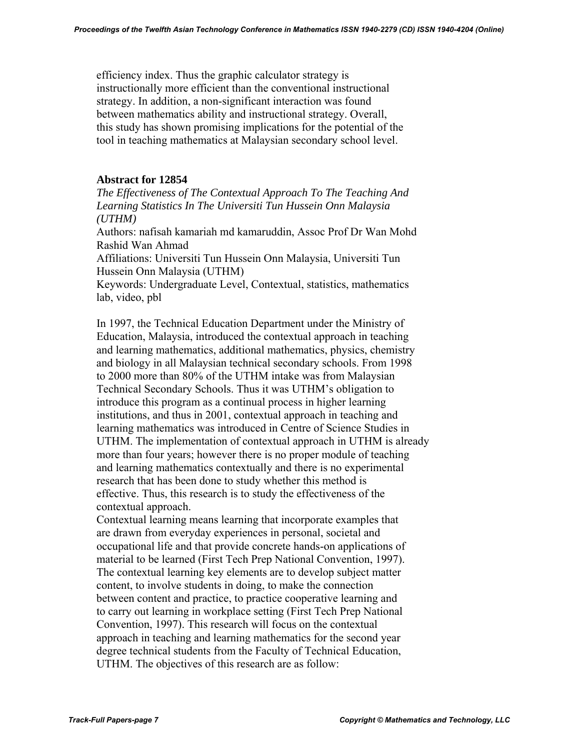efficiency index. Thus the graphic calculator strategy is instructionally more efficient than the conventional instructional strategy. In addition, a non-significant interaction was found between mathematics ability and instructional strategy. Overall, this study has shown promising implications for the potential of the tool in teaching mathematics at Malaysian secondary school level.

**Abstract for 12854**

*The Effectiveness of The Contextual Approach To The Teaching And Learning Statistics In The Universiti Tun Hussein Onn Malaysia (UTHM)*

Authors: nafisah kamariah md kamaruddin, Assoc Prof Dr Wan Mohd Rashid Wan Ahmad

Affiliations: Universiti Tun Hussein Onn Malaysia, Universiti Tun Hussein Onn Malaysia (UTHM)

Keywords: Undergraduate Level, Contextual, statistics, mathematics lab, video, pbl

In 1997, the Technical Education Department under the Ministry of Education, Malaysia, introduced the contextual approach in teaching and learning mathematics, additional mathematics, physics, chemistry and biology in all Malaysian technical secondary schools. From 1998 to 2000 more than 80% of the UTHM intake was from Malaysian Technical Secondary Schools. Thus it was UTHM's obligation to introduce this program as a continual process in higher learning institutions, and thus in 2001, contextual approach in teaching and learning mathematics was introduced in Centre of Science Studies in UTHM. The implementation of contextual approach in UTHM is already more than four years; however there is no proper module of teaching and learning mathematics contextually and there is no experimental research that has been done to study whether this method is effective. Thus, this research is to study the effectiveness of the contextual approach.

Contextual learning means learning that incorporate examples that are drawn from everyday experiences in personal, societal and occupational life and that provide concrete hands-on applications of material to be learned (First Tech Prep National Convention, 1997). The contextual learning key elements are to develop subject matter content, to involve students in doing, to make the connection between content and practice, to practice cooperative learning and to carry out learning in workplace setting (First Tech Prep National Convention, 1997). This research will focus on the contextual approach in teaching and learning mathematics for the second year degree technical students from the Faculty of Technical Education, UTHM. The objectives of this research are as follow: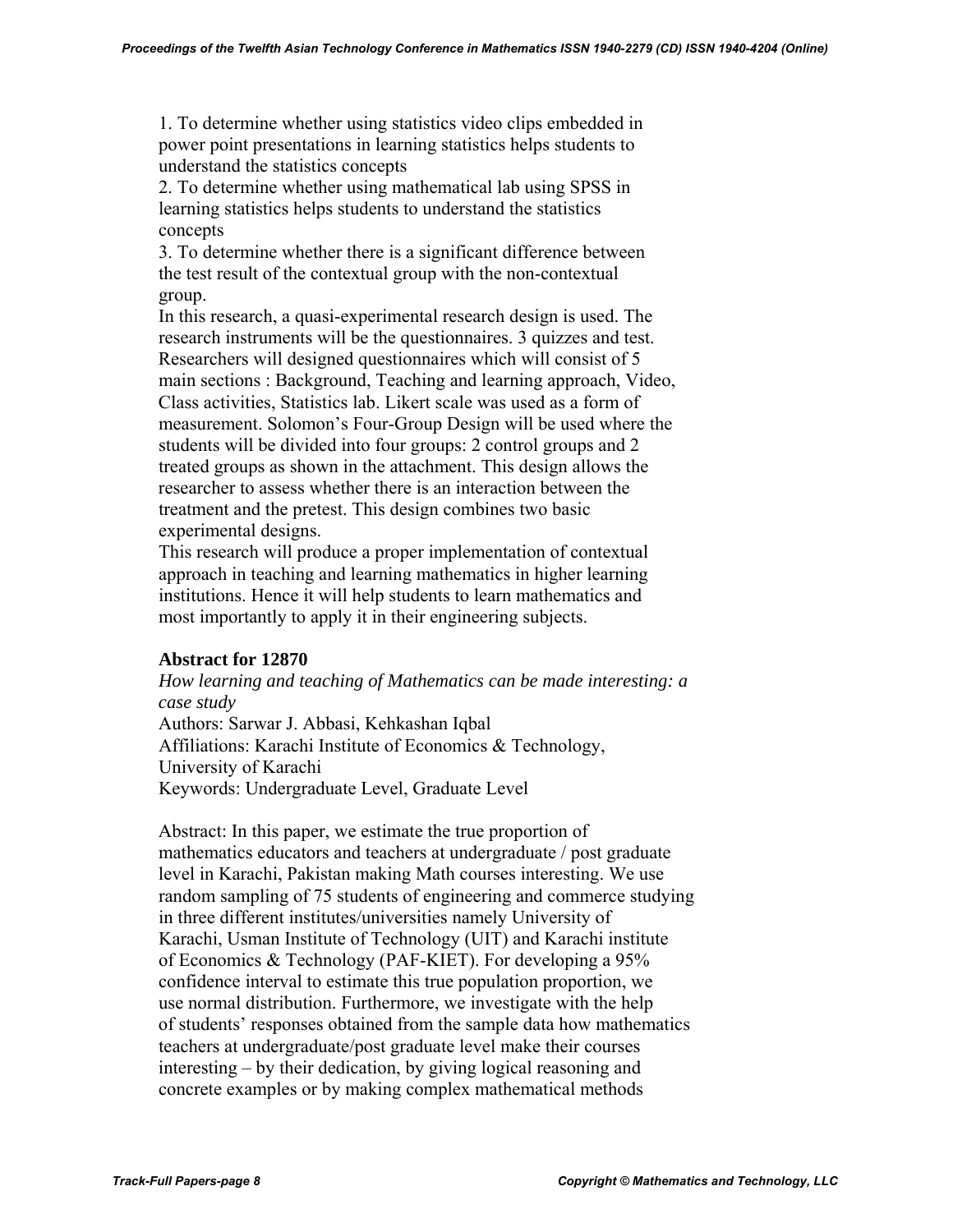1. To determine whether using statistics video clips embedded in power point presentations in learning statistics helps students to understand the statistics concepts
2. To determine whether using mathematical lab using SPSS in learning statistics helps students to understand the statistics concepts
3. To determine whether there is a significant difference between the test result of the contextual group with the non-contextual group.

In this research, a quasi-experimental research design is used. The research instruments will be the questionnaires. 3 quizzes and test. Researchers will designed questionnaires which will consist of 5 main sections : Background, Teaching and learning approach, Video, Class activities, Statistics lab. Likert scale was used as a form of measurement. Solomon's Four-Group Design will be used where the students will be divided into four groups: 2 control groups and 2 treated groups as shown in the attachment. This design allows the researcher to assess whether there is an interaction between the treatment and the pretest. This design combines two basic experimental designs.

This research will produce a proper implementation of contextual approach in teaching and learning mathematics in higher learning institutions. Hence it will help students to learn mathematics and most importantly to apply it in their engineering subjects.

**Abstract for 12870**

*How learning and teaching of Mathematics can be made interesting: a case study*

Authors: Sarwar J. Abbasi, Kehkashan Iqbal

Affiliations: Karachi Institute of Economics & Technology, University of Karachi

Keywords: Undergraduate Level, Graduate Level

Abstract: In this paper, we estimate the true proportion of mathematics educators and teachers at undergraduate / post graduate level in Karachi, Pakistan making Math courses interesting. We use random sampling of 75 students of engineering and commerce studying in three different institutes/universities namely University of Karachi, Usman Institute of Technology (UIT) and Karachi institute of Economics & Technology (PAF-KIET). For developing a 95% confidence interval to estimate this true population proportion, we use normal distribution. Furthermore, we investigate with the help of students' responses obtained from the sample data how mathematics teachers at undergraduate/post graduate level make their courses interesting – by their dedication, by giving logical reasoning and concrete examples or by making complex mathematical methods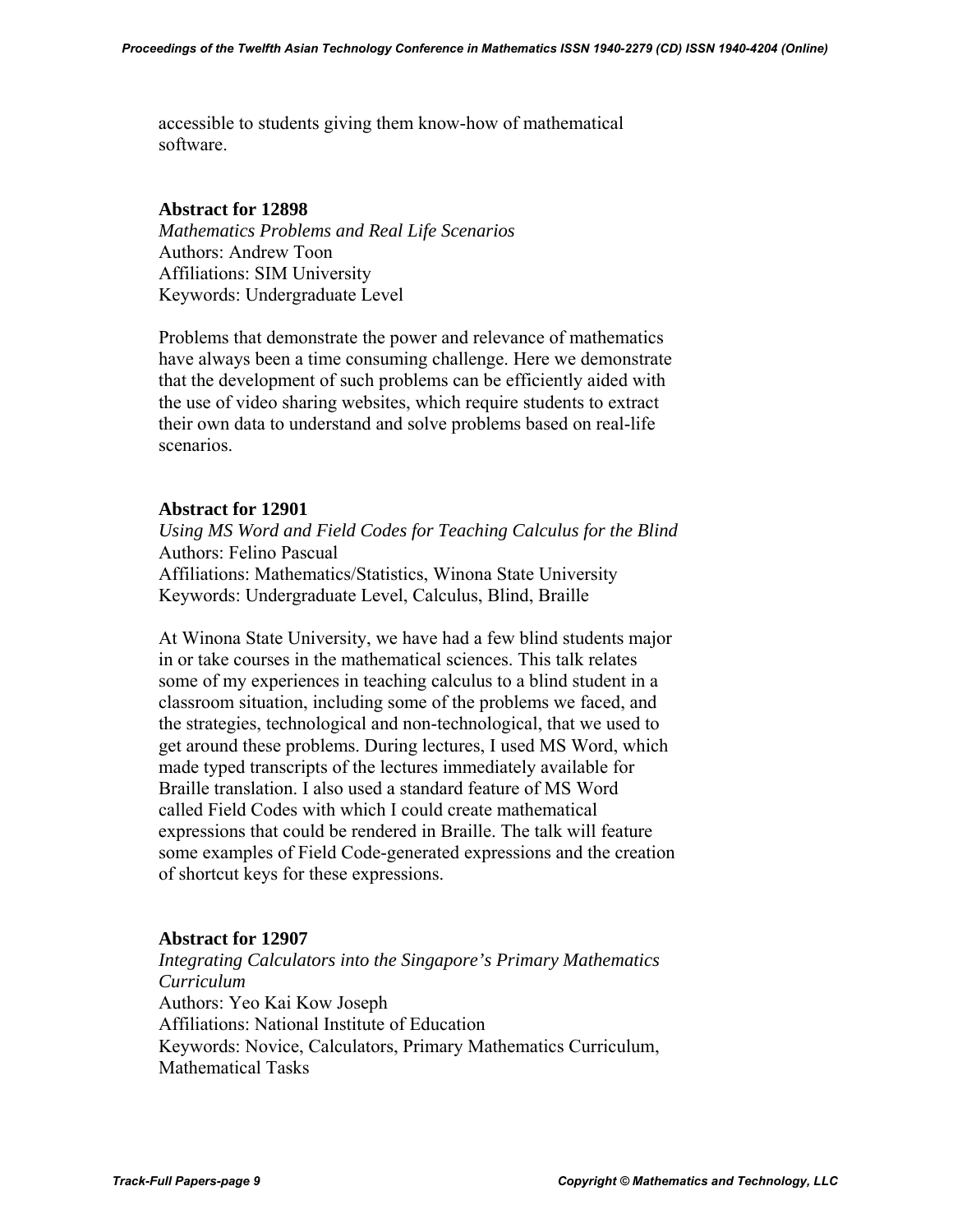accessible to students giving them know-how of mathematical software.

**Abstract for 12898**

*Mathematics Problems and Real Life Scenarios*
Authors: Andrew Toon
Affiliations: SIM University
Keywords: Undergraduate Level

Problems that demonstrate the power and relevance of mathematics have always been a time consuming challenge. Here we demonstrate that the development of such problems can be efficiently aided with the use of video sharing websites, which require students to extract their own data to understand and solve problems based on real-life scenarios.

**Abstract for 12901**

*Using MS Word and Field Codes for Teaching Calculus for the Blind*
Authors: Felino Pascual
Affiliations: Mathematics/Statistics, Winona State University
Keywords: Undergraduate Level, Calculus, Blind, Braille

At Winona State University, we have had a few blind students major in or take courses in the mathematical sciences. This talk relates some of my experiences in teaching calculus to a blind student in a classroom situation, including some of the problems we faced, and the strategies, technological and non-technological, that we used to get around these problems. During lectures, I used MS Word, which made typed transcripts of the lectures immediately available for Braille translation. I also used a standard feature of MS Word called Field Codes with which I could create mathematical expressions that could be rendered in Braille. The talk will feature some examples of Field Code-generated expressions and the creation of shortcut keys for these expressions.

**Abstract for 12907**

*Integrating Calculators into the Singapore's Primary Mathematics Curriculum*
Authors: Yeo Kai Kow Joseph
Affiliations: National Institute of Education
Keywords: Novice, Calculators, Primary Mathematics Curriculum, Mathematical Tasks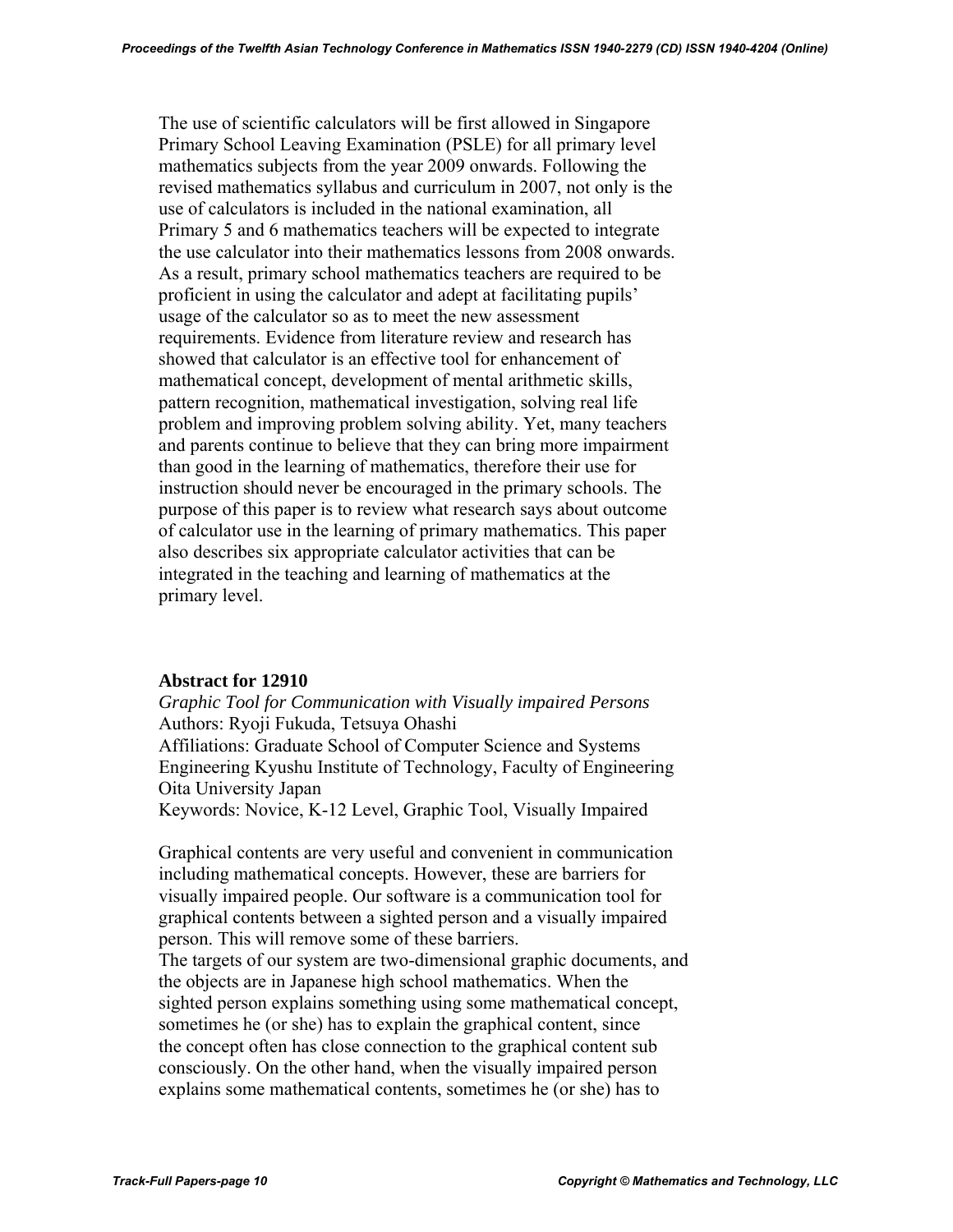The use of scientific calculators will be first allowed in Singapore Primary School Leaving Examination (PSLE) for all primary level mathematics subjects from the year 2009 onwards. Following the revised mathematics syllabus and curriculum in 2007, not only is the use of calculators is included in the national examination, all Primary 5 and 6 mathematics teachers will be expected to integrate the use calculator into their mathematics lessons from 2008 onwards. As a result, primary school mathematics teachers are required to be proficient in using the calculator and adept at facilitating pupils' usage of the calculator so as to meet the new assessment requirements. Evidence from literature review and research has showed that calculator is an effective tool for enhancement of mathematical concept, development of mental arithmetic skills, pattern recognition, mathematical investigation, solving real life problem and improving problem solving ability. Yet, many teachers and parents continue to believe that they can bring more impairment than good in the learning of mathematics, therefore their use for instruction should never be encouraged in the primary schools. The purpose of this paper is to review what research says about outcome of calculator use in the learning of primary mathematics. This paper also describes six appropriate calculator activities that can be integrated in the teaching and learning of mathematics at the primary level.

**Abstract for 12910**

*Graphic Tool for Communication with Visually impaired Persons*
Authors: Ryoji Fukuda, Tetsuya Ohashi
Affiliations: Graduate School of Computer Science and Systems Engineering Kyushu Institute of Technology, Faculty of Engineering Oita University Japan
Keywords: Novice, K-12 Level, Graphic Tool, Visually Impaired

Graphical contents are very useful and convenient in communication including mathematical concepts. However, these are barriers for visually impaired people. Our software is a communication tool for graphical contents between a sighted person and a visually impaired person. This will remove some of these barriers.
The targets of our system are two-dimensional graphic documents, and the objects are in Japanese high school mathematics. When the sighted person explains something using some mathematical concept, sometimes he (or she) has to explain the graphical content, since the concept often has close connection to the graphical content sub consciously. On the other hand, when the visually impaired person explains some mathematical contents, sometimes he (or she) has to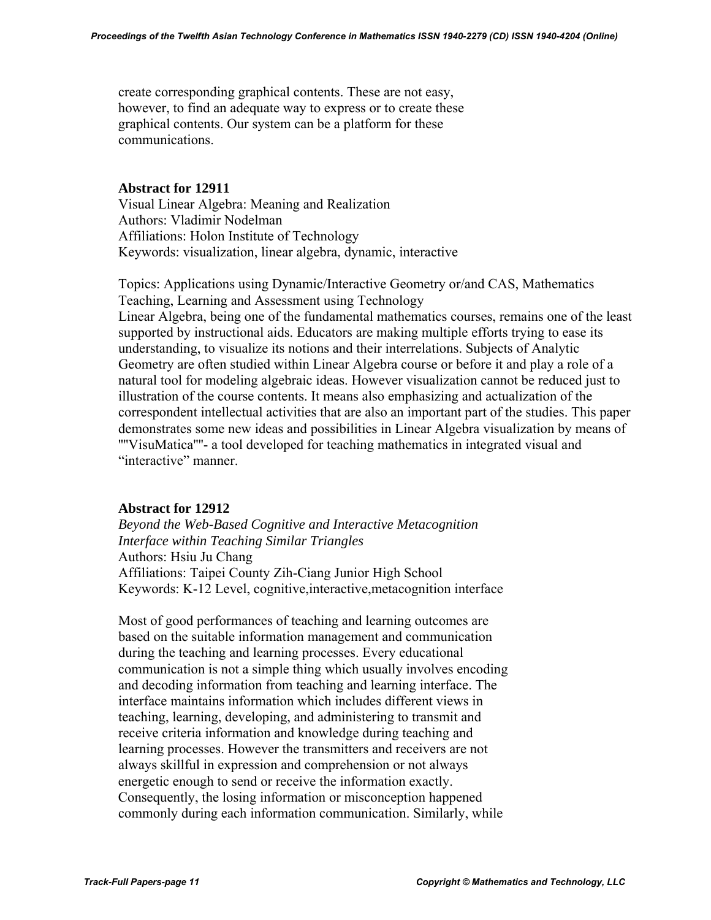create corresponding graphical contents. These are not easy, however, to find an adequate way to express or to create these graphical contents. Our system can be a platform for these communications.

**Abstract for 12911**

Visual Linear Algebra: Meaning and Realization
Authors: Vladimir Nodelman
Affiliations: Holon Institute of Technology
Keywords: visualization, linear algebra, dynamic, interactive

Topics: Applications using Dynamic/Interactive Geometry or/and CAS, Mathematics Teaching, Learning and Assessment using Technology
Linear Algebra, being one of the fundamental mathematics courses, remains one of the least supported by instructional aids. Educators are making multiple efforts trying to ease its understanding, to visualize its notions and their interrelations. Subjects of Analytic Geometry are often studied within Linear Algebra course or before it and play a role of a natural tool for modeling algebraic ideas. However visualization cannot be reduced just to illustration of the course contents. It means also emphasizing and actualization of the correspondent intellectual activities that are also an important part of the studies. This paper demonstrates some new ideas and possibilities in Linear Algebra visualization by means of ""VisuMatica""- a tool developed for teaching mathematics in integrated visual and “interactive” manner.

**Abstract for 12912**

*Beyond the Web-Based Cognitive and Interactive Metacognition Interface within Teaching Similar Triangles*
Authors: Hsiu Ju Chang
Affiliations: Taipei County Zih-Ciang Junior High School
Keywords: K-12 Level, cognitive,interactive,metacognition interface

Most of good performances of teaching and learning outcomes are based on the suitable information management and communication during the teaching and learning processes. Every educational communication is not a simple thing which usually involves encoding and decoding information from teaching and learning interface. The interface maintains information which includes different views in teaching, learning, developing, and administering to transmit and receive criteria information and knowledge during teaching and learning processes. However the transmitters and receivers are not always skillful in expression and comprehension or not always energetic enough to send or receive the information exactly. Consequently, the losing information or misconception happened commonly during each information communication. Similarly, while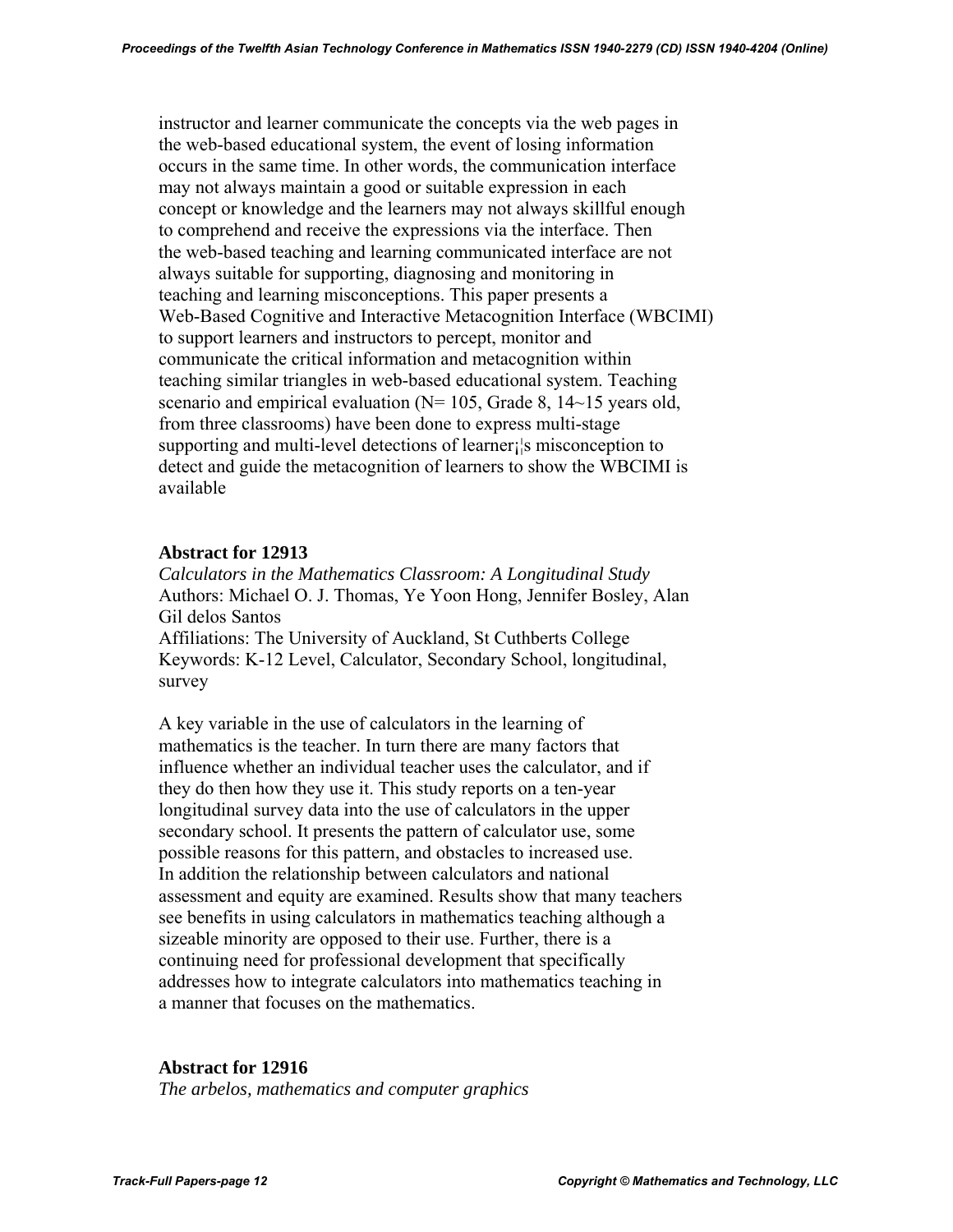instructor and learner communicate the concepts via the web pages in the web-based educational system, the event of losing information occurs in the same time. In other words, the communication interface may not always maintain a good or suitable expression in each concept or knowledge and the learners may not always skillful enough to comprehend and receive the expressions via the interface. Then the web-based teaching and learning communicated interface are not always suitable for supporting, diagnosing and monitoring in teaching and learning misconceptions. This paper presents a Web-Based Cognitive and Interactive Metacognition Interface (WBCIMI) to support learners and instructors to percept, monitor and communicate the critical information and metacognition within teaching similar triangles in web-based educational system. Teaching scenario and empirical evaluation (N= 105, Grade 8, 14~15 years old, from three classrooms) have been done to express multi-stage supporting and multi-level detections of learner¡¦s misconception to detect and guide the metacognition of learners to show the WBCIMI is available

### Abstract for 12913

*Calculators in the Mathematics Classroom: A Longitudinal Study*
Authors: Michael O. J. Thomas, Ye Yoon Hong, Jennifer Bosley, Alan Gil delos Santos
Affiliations: The University of Auckland, St Cuthberts College
Keywords: K-12 Level, Calculator, Secondary School, longitudinal, survey

A key variable in the use of calculators in the learning of mathematics is the teacher. In turn there are many factors that influence whether an individual teacher uses the calculator, and if they do then how they use it. This study reports on a ten-year longitudinal survey data into the use of calculators in the upper secondary school. It presents the pattern of calculator use, some possible reasons for this pattern, and obstacles to increased use. In addition the relationship between calculators and national assessment and equity are examined. Results show that many teachers see benefits in using calculators in mathematics teaching although a sizeable minority are opposed to their use. Further, there is a continuing need for professional development that specifically addresses how to integrate calculators into mathematics teaching in a manner that focuses on the mathematics.

### Abstract for 12916

*The arbelos, mathematics and computer graphics*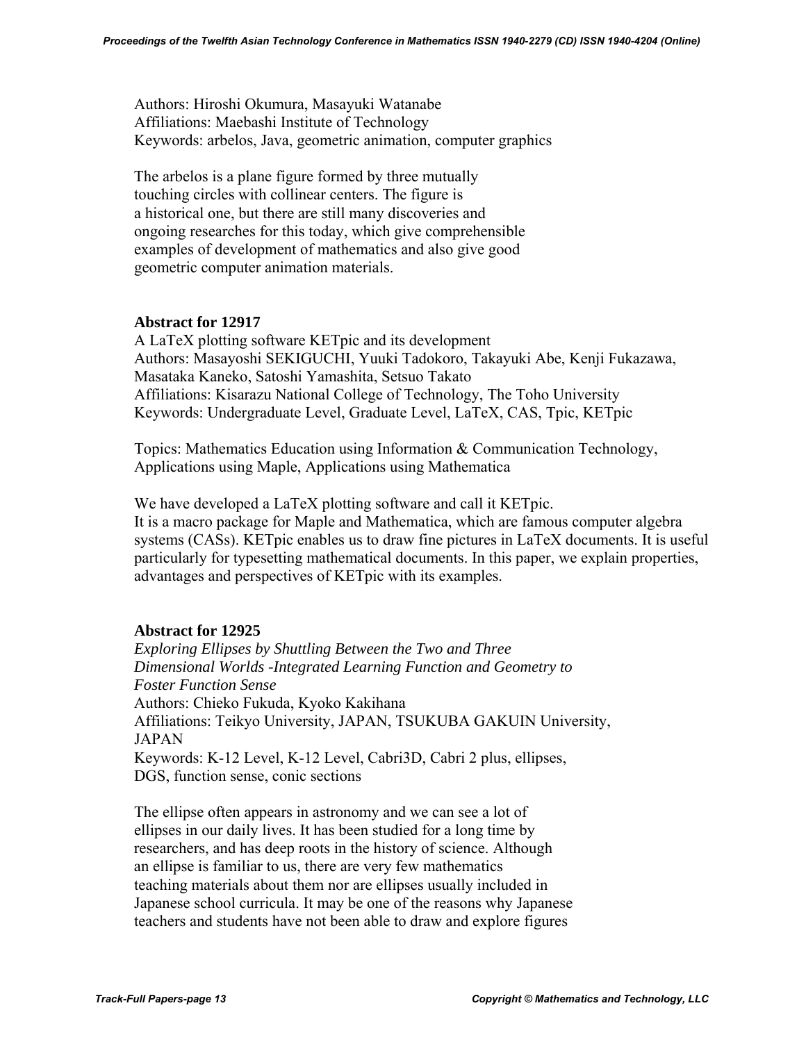Authors: Hiroshi Okumura, Masayuki Watanabe
Affiliations: Maebashi Institute of Technology
Keywords: arbelos, Java, geometric animation, computer graphics

The arbelos is a plane figure formed by three mutually touching circles with collinear centers. The figure is a historical one, but there are still many discoveries and ongoing researches for this today, which give comprehensible examples of development of mathematics and also give good geometric computer animation materials.

**Abstract for 12917**

A LaTeX plotting software KETpic and its development
Authors: Masayoshi SEKIGUCHI, Yuuki Tadokoro, Takayuki Abe, Kenji Fukazawa, Masataka Kaneko, Satoshi Yamashita, Setsuo Takato
Affiliations: Kisarazu National College of Technology, The Toho University
Keywords: Undergraduate Level, Graduate Level, LaTeX, CAS, Tpic, KETpic

Topics: Mathematics Education using Information & Communication Technology, Applications using Maple, Applications using Mathematica

We have developed a LaTeX plotting software and call it KETpic.
It is a macro package for Maple and Mathematica, which are famous computer algebra systems (CASs). KETpic enables us to draw fine pictures in LaTeX documents. It is useful particularly for typesetting mathematical documents. In this paper, we explain properties, advantages and perspectives of KETpic with its examples.

**Abstract for 12925**

*Exploring Ellipses by Shuttling Between the Two and Three Dimensional Worlds -Integrated Learning Function and Geometry to Foster Function Sense*
Authors: Chieko Fukuda, Kyoko Kakihana
Affiliations: Teikyo University, JAPAN, TSUKUBA GAKUIN University, JAPAN
Keywords: K-12 Level, K-12 Level, Cabri3D, Cabri 2 plus, ellipses, DGS, function sense, conic sections

The ellipse often appears in astronomy and we can see a lot of ellipses in our daily lives. It has been studied for a long time by researchers, and has deep roots in the history of science. Although an ellipse is familiar to us, there are very few mathematics teaching materials about them nor are ellipses usually included in Japanese school curricula. It may be one of the reasons why Japanese teachers and students have not been able to draw and explore figures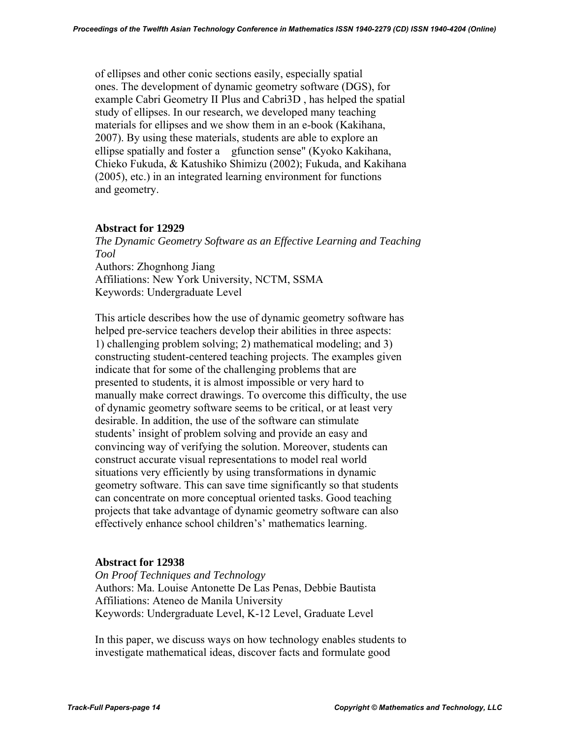of ellipses and other conic sections easily, especially spatial ones. The development of dynamic geometry software (DGS), for example Cabri Geometry II Plus and Cabri3D , has helped the spatial study of ellipses. In our research, we developed many teaching materials for ellipses and we show them in an e-book (Kakihana, 2007). By using these materials, students are able to explore an ellipse spatially and foster a gfunction sense" (Kyoko Kakihana, Chieko Fukuda, & Katushiko Shimizu (2002); Fukuda, and Kakihana (2005), etc.) in an integrated learning environment for functions and geometry.

### Abstract for 12929

*The Dynamic Geometry Software as an Effective Learning and Teaching Tool*
Authors: Zhognhong Jiang
Affiliations: New York University, NCTM, SSMA
Keywords: Undergraduate Level

This article describes how the use of dynamic geometry software has helped pre-service teachers develop their abilities in three aspects: 1) challenging problem solving; 2) mathematical modeling; and 3) constructing student-centered teaching projects. The examples given indicate that for some of the challenging problems that are presented to students, it is almost impossible or very hard to manually make correct drawings. To overcome this difficulty, the use of dynamic geometry software seems to be critical, or at least very desirable. In addition, the use of the software can stimulate students' insight of problem solving and provide an easy and convincing way of verifying the solution. Moreover, students can construct accurate visual representations to model real world situations very efficiently by using transformations in dynamic geometry software. This can save time significantly so that students can concentrate on more conceptual oriented tasks. Good teaching projects that take advantage of dynamic geometry software can also effectively enhance school children's' mathematics learning.

### Abstract for 12938

*On Proof Techniques and Technology*
Authors: Ma. Louise Antonette De Las Penas, Debbie Bautista
Affiliations: Ateneo de Manila University
Keywords: Undergraduate Level, K-12 Level, Graduate Level

In this paper, we discuss ways on how technology enables students to investigate mathematical ideas, discover facts and formulate good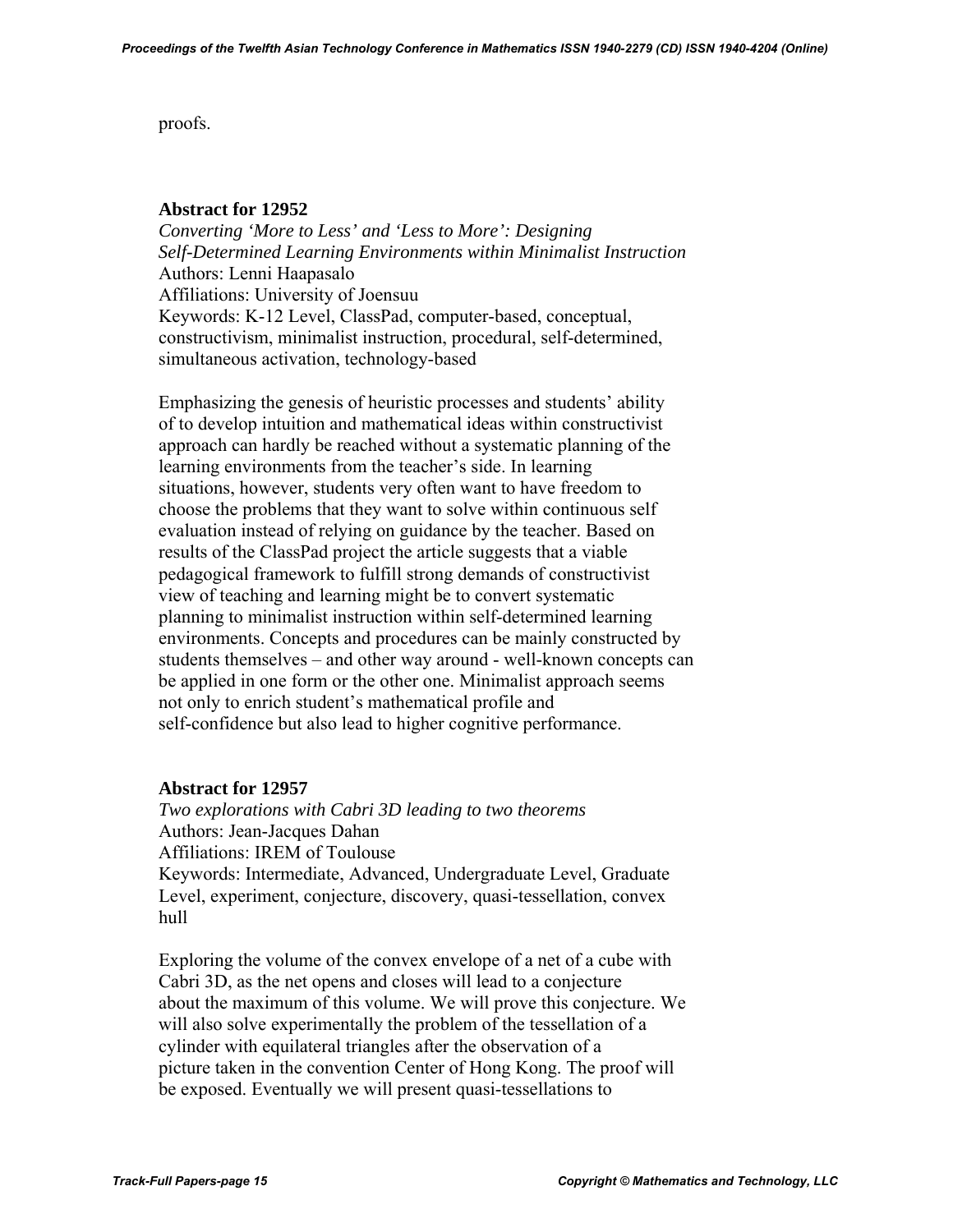proofs.

### Abstract for 12952

*Converting 'More to Less' and 'Less to More': Designing Self-Determined Learning Environments within Minimalist Instruction*
Authors: Lenni Haapasalo
Affiliations: University of Joensuu
Keywords: K-12 Level, ClassPad, computer-based, conceptual, constructivism, minimalist instruction, procedural, self-determined, simultaneous activation, technology-based

Emphasizing the genesis of heuristic processes and students' ability of to develop intuition and mathematical ideas within constructivist approach can hardly be reached without a systematic planning of the learning environments from the teacher's side. In learning situations, however, students very often want to have freedom to choose the problems that they want to solve within continuous self evaluation instead of relying on guidance by the teacher. Based on results of the ClassPad project the article suggests that a viable pedagogical framework to fulfill strong demands of constructivist view of teaching and learning might be to convert systematic planning to minimalist instruction within self-determined learning environments. Concepts and procedures can be mainly constructed by students themselves – and other way around - well-known concepts can be applied in one form or the other one. Minimalist approach seems not only to enrich student's mathematical profile and self-confidence but also lead to higher cognitive performance.

### Abstract for 12957

*Two explorations with Cabri 3D leading to two theorems*
Authors: Jean-Jacques Dahan
Affiliations: IREM of Toulouse
Keywords: Intermediate, Advanced, Undergraduate Level, Graduate Level, experiment, conjecture, discovery, quasi-tessellation, convex hull

Exploring the volume of the convex envelope of a net of a cube with Cabri 3D, as the net opens and closes will lead to a conjecture about the maximum of this volume. We will prove this conjecture. We will also solve experimentally the problem of the tessellation of a cylinder with equilateral triangles after the observation of a picture taken in the convention Center of Hong Kong. The proof will be exposed. Eventually we will present quasi-tessellations to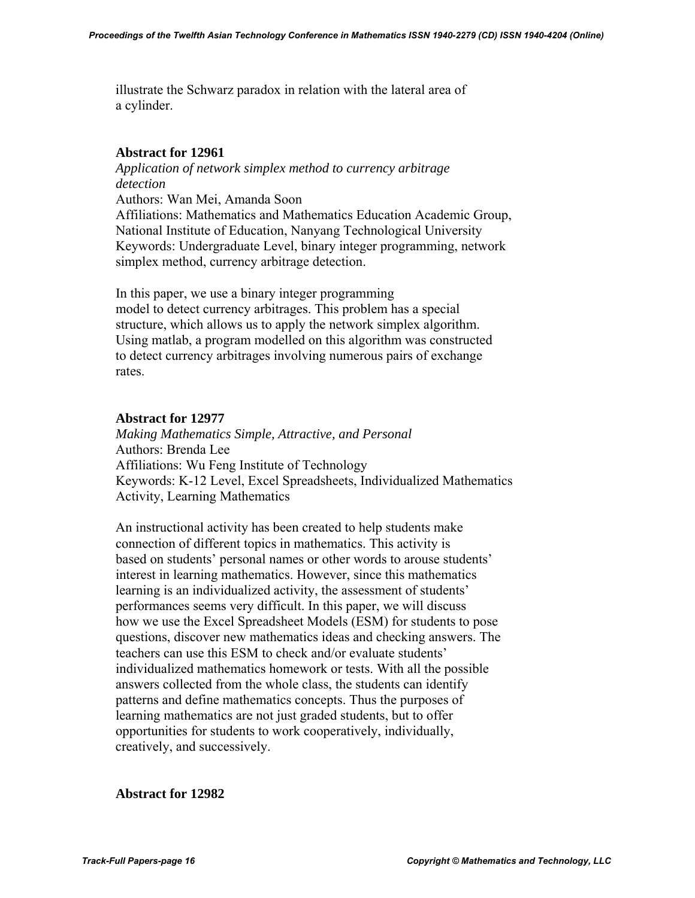illustrate the Schwarz paradox in relation with the lateral area of a cylinder.

### Abstract for 12961

*Application of network simplex method to currency arbitrage detection*
Authors: Wan Mei, Amanda Soon
Affiliations: Mathematics and Mathematics Education Academic Group, National Institute of Education, Nanyang Technological University
Keywords: Undergraduate Level, binary integer programming, network simplex method, currency arbitrage detection.

In this paper, we use a binary integer programming model to detect currency arbitrages. This problem has a special structure, which allows us to apply the network simplex algorithm. Using matlab, a program modelled on this algorithm was constructed to detect currency arbitrages involving numerous pairs of exchange rates.

### Abstract for 12977

*Making Mathematics Simple, Attractive, and Personal*
Authors: Brenda Lee
Affiliations: Wu Feng Institute of Technology
Keywords: K-12 Level, Excel Spreadsheets, Individualized Mathematics Activity, Learning Mathematics

An instructional activity has been created to help students make connection of different topics in mathematics. This activity is based on students' personal names or other words to arouse students' interest in learning mathematics. However, since this mathematics learning is an individualized activity, the assessment of students' performances seems very difficult. In this paper, we will discuss how we use the Excel Spreadsheet Models (ESM) for students to pose questions, discover new mathematics ideas and checking answers. The teachers can use this ESM to check and/or evaluate students' individualized mathematics homework or tests. With all the possible answers collected from the whole class, the students can identify patterns and define mathematics concepts. Thus the purposes of learning mathematics are not just graded students, but to offer opportunities for students to work cooperatively, individually, creatively, and successively.

### Abstract for 12982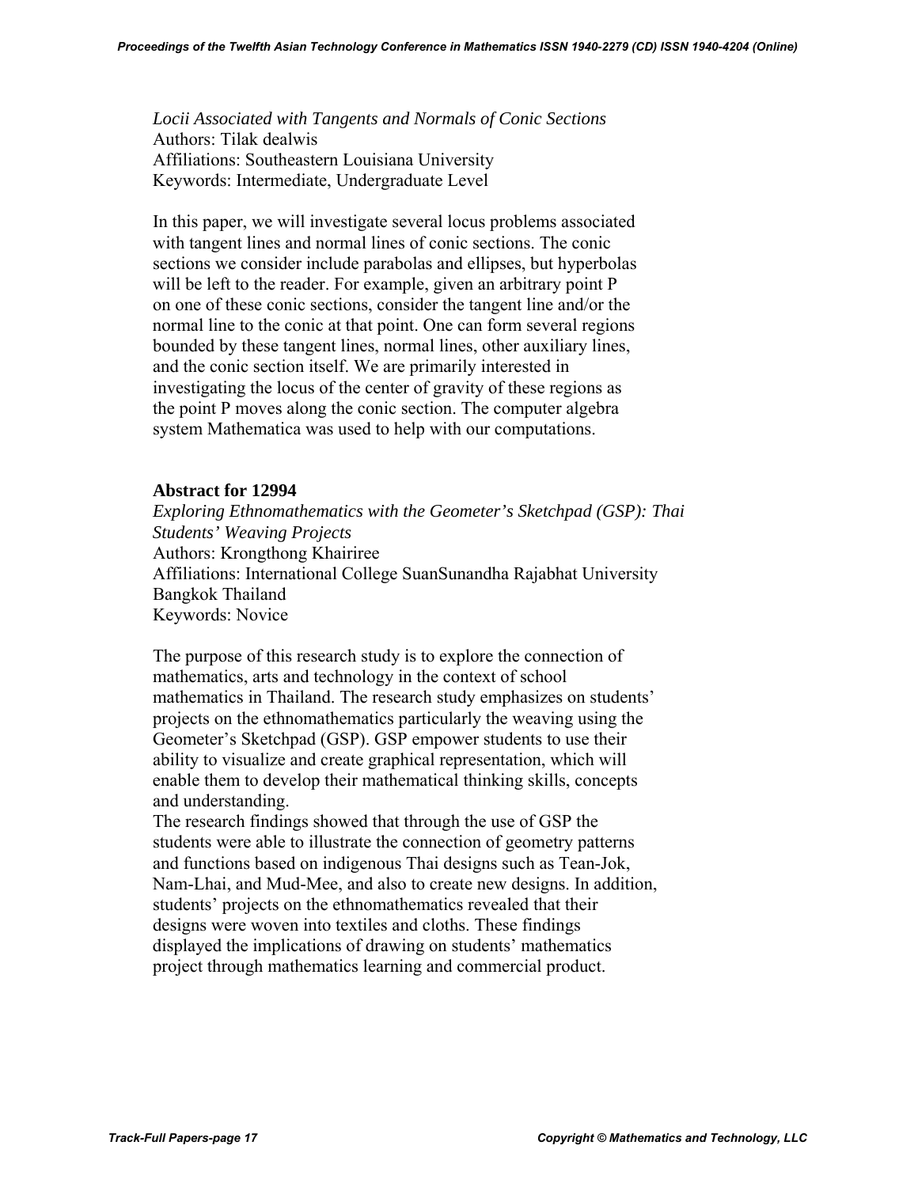*Locii Associated with Tangents and Normals of Conic Sections*
Authors: Tilak dealwis
Affiliations: Southeastern Louisiana University
Keywords: Intermediate, Undergraduate Level

In this paper, we will investigate several locus problems associated with tangent lines and normal lines of conic sections. The conic sections we consider include parabolas and ellipses, but hyperbolas will be left to the reader. For example, given an arbitrary point P on one of these conic sections, consider the tangent line and/or the normal line to the conic at that point. One can form several regions bounded by these tangent lines, normal lines, other auxiliary lines, and the conic section itself. We are primarily interested in investigating the locus of the center of gravity of these regions as the point P moves along the conic section. The computer algebra system Mathematica was used to help with our computations.

**Abstract for 12994**

*Exploring Ethnomathematics with the Geometer's Sketchpad (GSP): Thai Students' Weaving Projects*
Authors: Krongthong Khairiree
Affiliations: International College SuanSunandha Rajabhat University Bangkok Thailand
Keywords: Novice

The purpose of this research study is to explore the connection of mathematics, arts and technology in the context of school mathematics in Thailand. The research study emphasizes on students' projects on the ethnomathematics particularly the weaving using the Geometer's Sketchpad (GSP). GSP empower students to use their ability to visualize and create graphical representation, which will enable them to develop their mathematical thinking skills, concepts and understanding.
The research findings showed that through the use of GSP the students were able to illustrate the connection of geometry patterns and functions based on indigenous Thai designs such as Tean-Jok, Nam-Lhai, and Mud-Mee, and also to create new designs. In addition, students' projects on the ethnomathematics revealed that their designs were woven into textiles and cloths. These findings displayed the implications of drawing on students' mathematics project through mathematics learning and commercial product.